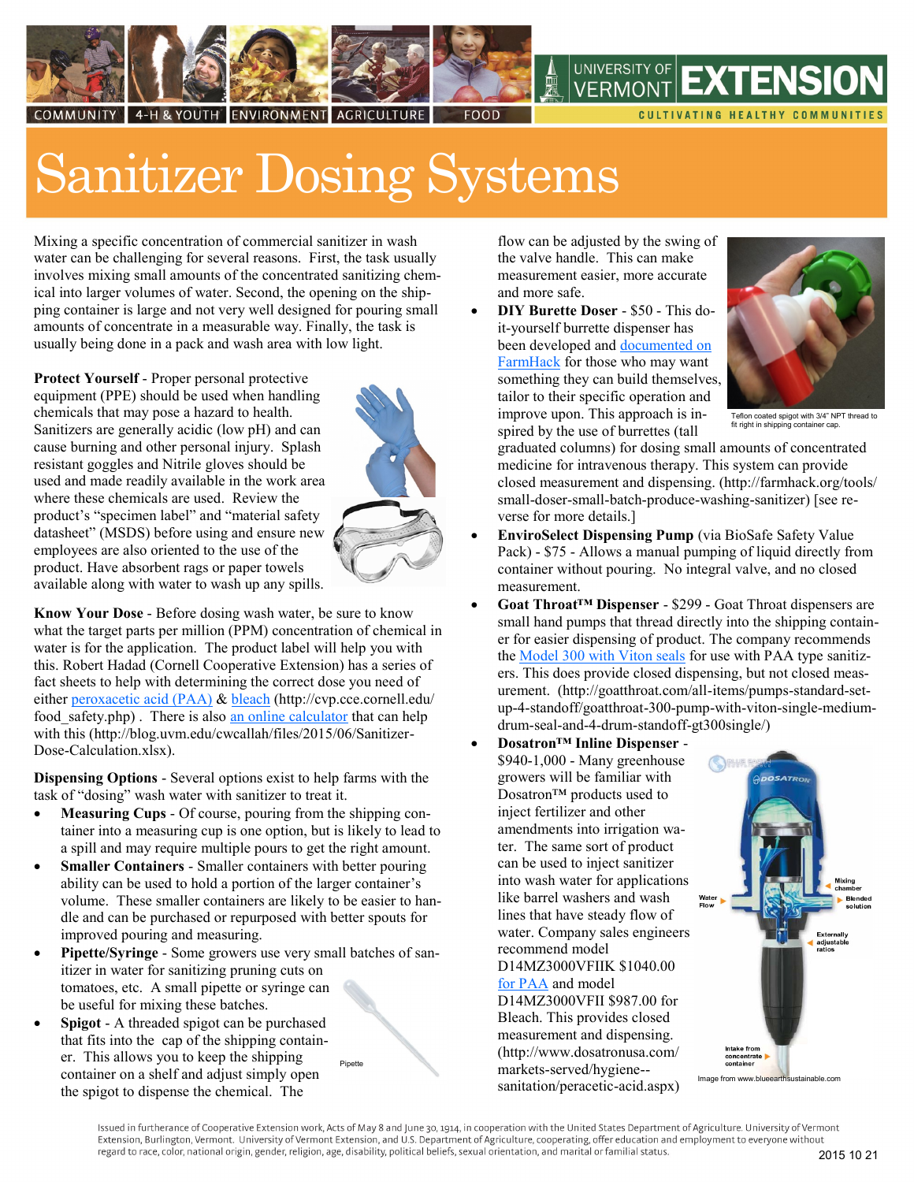# Sanitizer Dosing Systems

Mixing a specific concentration of commercial sanitizer in wash water can be challenging for several reasons. First, the task usually involves mixing small amounts of the concentrated sanitizing chemical into larger volumes of water. Second, the opening on the shipping container is large and not very well designed for pouring small amounts of concentrate in a measurable way. Finally, the task is usually being done in a pack and wash area with low light.

**Protect Yourself** - Proper personal protective equipment (PPE) should be used when handling chemicals that may pose a hazard to health. Sanitizers are generally acidic (low pH) and can cause burning and other personal injury. Splash resistant goggles and Nitrile gloves should be used and made readily available in the work area where these chemicals are used. Review the product's "specimen label" and "material safety datasheet" (MSDS) before using and ensure new employees are also oriented to the use of the product. Have absorbent rags or paper towels available along with water to wash up any spills.

**Know Your Dose** - Before dosing wash water, be sure to know what the target parts per million (PPM) concentration of chemical in water is for the application. The product label will help you with this. Robert Hadad (Cornell Cooperative Extension) has a series of fact sheets to help with determining the correct dose you need of either peroxacetic acid (PAA) & bleach (http://cvp.cce.cornell.edu/food_safety.php) . There is also an online calculator that can help with this (http://blog.uvm.edu/cwcallah/files/2015/06/Sanitizer-Dose-Calculation.xlsx).

**Dispensing Options** - Several options exist to help farms with the task of "dosing" wash water with sanitizer to treat it.

- **Measuring Cups** - Of course, pouring from the shipping container into a measuring cup is one option, but is likely to lead to a spill and may require multiple pours to get the right amount.
- **Smaller Containers** - Smaller containers with better pouring ability can be used to hold a portion of the larger container's volume. These smaller containers are likely to be easier to handle and can be purchased or repurposed with better spouts for improved pouring and measuring.
- **Pipette/Syringe** - Some growers use very small batches of sanitizer in water for sanitizing pruning cuts on tomatoes, etc. A small pipette or syringe can be useful for mixing these batches.

Pipette

- **Spigot** - A threaded spigot can be purchased that fits into the cap of the shipping container. This allows you to keep the shipping container on a shelf and adjust simply open the spigot to dispense the chemical. The flow can be adjusted by the swing of the valve handle. This can make measurement easier, more accurate and more safe.

Teflon coated spigot with 3/4" NPT thread to fit right in shipping container cap.

- **DIY Burette Doser** - $50 - This do-it-yourself burrette dispenser has been developed and documented on FarmHack for those who may want something they can build themselves, tailor to their specific operation and improve upon. This approach is inspired by the use of burrettes (tall graduated columns) for dosing small amounts of concentrated medicine for intravenous therapy. This system can provide closed measurement and dispensing. (http://farmhack.org/tools/small-doser-small-batch-produce-washing-sanitizer) [see reverse for more details.]
- **EnviroSelect Dispensing Pump** (via BioSafe Safety Value Pack) - $75 - Allows a manual pumping of liquid directly from container without pouring. No integral valve, and no closed measurement.
- **Goat Throat™ Dispenser** - $299 - Goat Throat dispensers are small hand pumps that thread directly into the shipping container for easier dispensing of product. The company recommends the Model 300 with Viton seals for use with PAA type sanitizers. This does provide closed dispensing, but not closed measurement. (http://goatthroat.com/all-items/pumps-standard-set-up-4-standoff/goatthroat-300-pump-with-viton-single-medium-drum-seal-and-4-drum-standoff-gt300single/)
- **Dosatron™ Inline Dispenser** - $940-1,000 - Many greenhouse growers will be familiar with Dosatron™ products used to inject fertilizer and other amendments into irrigation water. The same sort of product can be used to inject sanitizer into wash water for applications like barrel washers and wash lines that have steady flow of water. Company sales engineers recommend model D14MZ3000VFIIK $1040.00 for PAA and model D14MZ3000VFII $987.00 for Bleach. This provides closed measurement and dispensing. (http://www.dosatronusa.com/markets-served/hygiene--sanitation/peracetic-acid.aspx)

Water Flow
Mixing chamber
Blended solution
Externally adjustable ratios
Intake from concentrate container

Image from www.blueearthsustainable.com

Issued in furtherance of Cooperative Extension work, Acts of May 8 and June 30, 1914, in cooperation with the United States Department of Agriculture. University of Vermont Extension, Burlington, Vermont. University of Vermont Extension, and U.S. Department of Agriculture, cooperating, offer education and employment to everyone without regard to race, color, national origin, gender, religion, age, disability, political beliefs, sexual orientation, and marital or familial status.

2015 10 21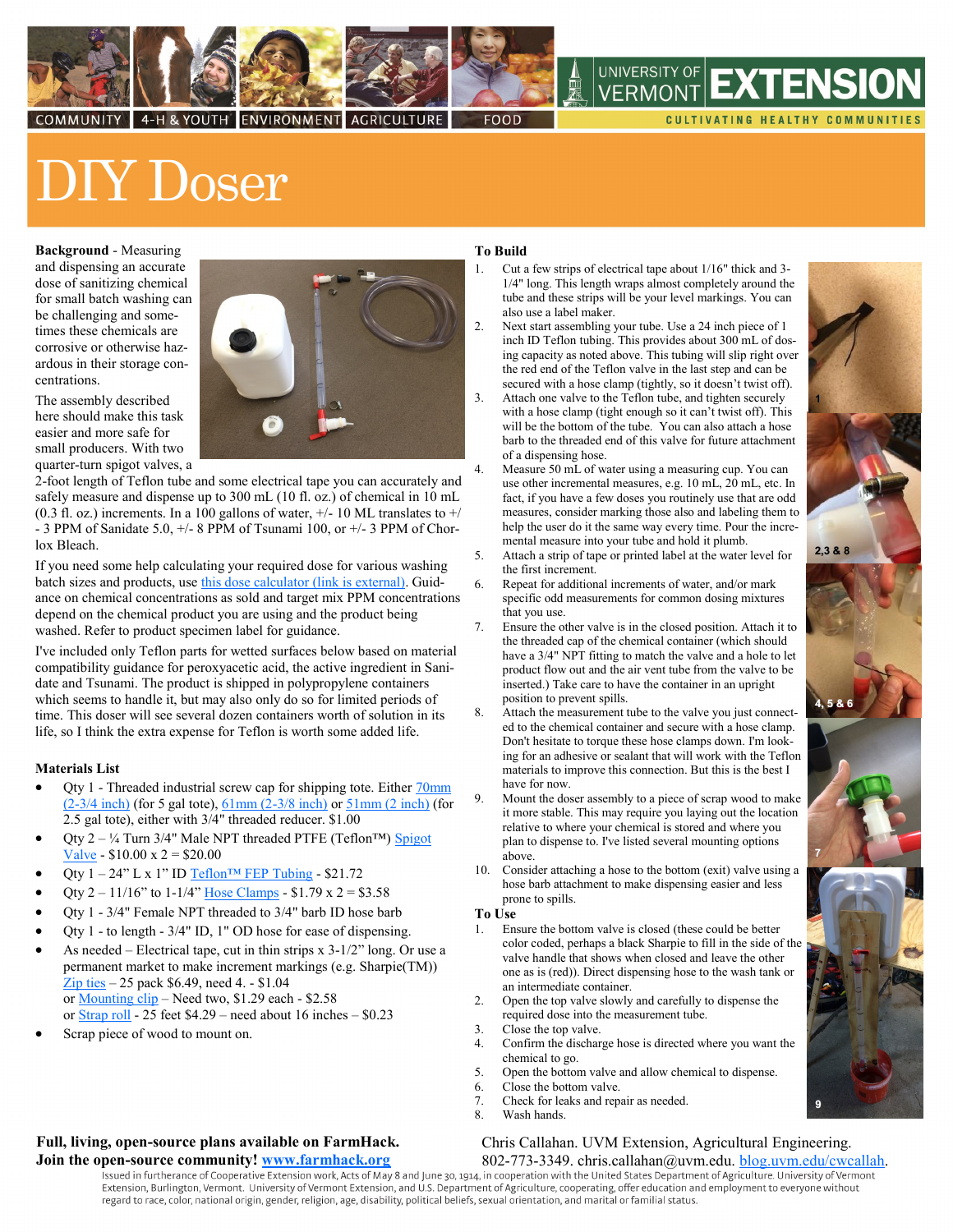# DIY Doser

**Background** - Measuring and dispensing an accurate dose of sanitizing chemical for small batch washing can be challenging and sometimes these chemicals are corrosive or otherwise hazardous in their storage concentrations.

The assembly described here should make this task easier and more safe for small producers. With two quarter-turn spigot valves, a 2-foot length of Teflon tube and some electrical tape you can accurately and safely measure and dispense up to 300 mL (10 fl. oz.) of chemical in 10 mL (0.3 fl. oz.) increments. In a 100 gallons of water, +/- 10 ML translates to +/- 3 PPM of Sanidate 5.0, +/- 8 PPM of Tsunami 100, or +/- 3 PPM of Chorlox Bleach.

If you need some help calculating your required dose for various washing batch sizes and products, use this dose calculator (link is external). Guidance on chemical concentrations as sold and target mix PPM concentrations depend on the chemical product you are using and the product being washed. Refer to product specimen label for guidance.

I've included only Teflon parts for wetted surfaces below based on material compatibility guidance for peroxyacetic acid, the active ingredient in Sanidate and Tsunami. The product is shipped in polypropylene containers which seems to handle it, but may also only do so for limited periods of time. This doser will see several dozen containers worth of solution in its life, so I think the extra expense for Teflon is worth some added life.

**Materials List**

- Qty 1 - Threaded industrial screw cap for shipping tote. Either 70mm (2-3/4 inch) (for 5 gal tote), 61mm (2-3/8 inch) or 51mm (2 inch) (for 2.5 gal tote), either with 3/4" threaded reducer. $1.00
- Qty 2 – ¼ Turn 3/4" Male NPT threaded PTFE (Teflon™) Spigot Valve - $10.00 x 2 = $20.00
- Qty 1 – 24" L x 1" ID Teflon™ FEP Tubing - $21.72
- Qty 2 – 11/16" to 1-1/4" Hose Clamps - $1.79 x 2 = $3.58
- Qty 1 - 3/4" Female NPT threaded to 3/4" barb ID hose barb
- Qty 1 - to length - 3/4" ID, 1" OD hose for ease of dispensing.
- As needed – Electrical tape, cut in thin strips x 3-1/2" long. Or use a permanent market to make increment markings (e.g. Sharpie(TM))
  Zip ties – 25 pack $6.49, need 4. - $1.04
  or Mounting clip – Need two, $1.29 each - $2.58
  or Strap roll - 25 feet $4.29 – need about 16 inches – $0.23
- Scrap piece of wood to mount on.

**To Build**

1. Cut a few strips of electrical tape about 1/16" thick and 3-1/4" long. This length wraps almost completely around the tube and these strips will be your level markings. You can also use a label maker.
2. Next start assembling your tube. Use a 24 inch piece of 1 inch ID Teflon tubing. This provides about 300 mL of dosing capacity as noted above. This tubing will slip right over the red end of the Teflon valve in the last step and can be secured with a hose clamp (tightly, so it doesn't twist off).
3. Attach one valve to the Teflon tube, and tighten securely with a hose clamp (tight enough so it can't twist off). This will be the bottom of the tube. You can also attach a hose barb to the threaded end of this valve for future attachment of a dispensing hose.
4. Measure 50 mL of water using a measuring cup. You can use other incremental measures, e.g. 10 mL, 20 mL, etc. In fact, if you have a few doses you routinely use that are odd measures, consider marking those also and labeling them to help the user do it the same way every time. Pour the incremental measure into your tube and hold it plumb.
5. Attach a strip of tape or printed label at the water level for the first increment.
6. Repeat for additional increments of water, and/or mark specific odd measurements for common dosing mixtures that you use.
7. Ensure the other valve is in the closed position. Attach it to the threaded cap of the chemical container (which should have a 3/4" NPT fitting to match the valve and a hole to let product flow out and the air vent tube from the valve to be inserted.) Take care to have the container in an upright position to prevent spills.
8. Attach the measurement tube to the valve you just connected to the chemical container and secure with a hose clamp. Don't hesitate to torque these hose clamps down. I'm looking for an adhesive or sealant that will work with the Teflon materials to improve this connection. But this is the best I have for now.
9. Mount the doser assembly to a piece of scrap wood to make it more stable. This may require you laying out the location relative to where your chemical is stored and where you plan to dispense to. I've listed several mounting options above.
10. Consider attaching a hose to the bottom (exit) valve using a hose barb attachment to make dispensing easier and less prone to spills.

**To Use**

1. Ensure the bottom valve is closed (these could be better color coded, perhaps a black Sharpie to fill in the side of the valve handle that shows when closed and leave the other one as is (red)). Direct dispensing hose to the wash tank or an intermediate container.
2. Open the top valve slowly and carefully to dispense the required dose into the measurement tube.
3. Close the top valve.
4. Confirm the discharge hose is directed where you want the chemical to go.
5. Open the bottom valve and allow chemical to dispense.
6. Close the bottom valve.
7. Check for leaks and repair as needed.
8. Wash hands.

1

2,3 & 8

4, 5 & 6

7

9

**Full, living, open-source plans available on FarmHack. Join the open-source community! www.farmhack.org**

Chris Callahan. UVM Extension, Agricultural Engineering. 802-773-3349. chris.callahan@uvm.edu. blog.uvm.edu/cwcallah.

Issued in furtherance of Cooperative Extension work, Acts of May 8 and June 30, 1914, in cooperation with the United States Department of Agriculture. University of Vermont Extension, Burlington, Vermont. University of Vermont Extension, and U.S. Department of Agriculture, cooperating, offer education and employment to everyone without regard to race, color, national origin, gender, religion, age, disability, political beliefs, sexual orientation, and marital or familial status.